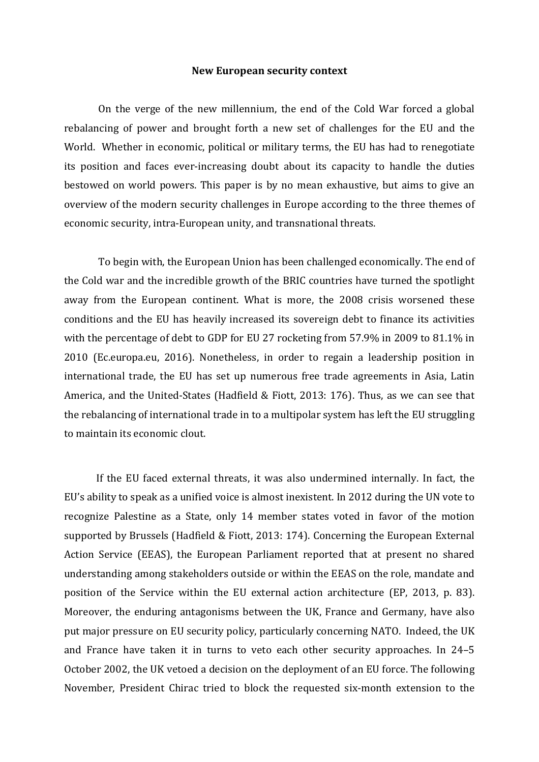# New European security context

On the verge of the new millennium, the end of the Cold War forced a global rebalancing of power and brought forth a new set of challenges for the EU and the World. Whether in economic, political or military terms, the EU has had to renegotiate its position and faces ever-increasing doubt about its capacity to handle the duties bestowed on world powers. This paper is by no mean exhaustive, but aims to give an overview of the modern security challenges in Europe according to the three themes of economic security, intra-European unity, and transnational threats.

To begin with, the European Union has been challenged economically. The end of the Cold war and the incredible growth of the BRIC countries have turned the spotlight away from the European continent. What is more, the 2008 crisis worsened these conditions and the EU has heavily increased its sovereign debt to finance its activities with the percentage of debt to GDP for EU 27 rocketing from 57.9% in 2009 to 81.1% in 2010 (Ec.europa.eu, 2016). Nonetheless, in order to regain a leadership position in international trade, the EU has set up numerous free trade agreements in Asia, Latin America, and the United-States (Hadfield & Fiott, 2013: 176). Thus, as we can see that the rebalancing of international trade in to a multipolar system has left the EU struggling to maintain its economic clout.

If the EU faced external threats, it was also undermined internally. In fact, the EU's ability to speak as a unified voice is almost inexistent. In 2012 during the UN vote to recognize Palestine as a State, only 14 member states voted in favor of the motion supported by Brussels (Hadfield & Fiott, 2013: 174). Concerning the European External Action Service (EEAS), the European Parliament reported that at present no shared understanding among stakeholders outside or within the EEAS on the role, mandate and position of the Service within the EU external action architecture (EP, 2013, p. 83). Moreover, the enduring antagonisms between the UK, France and Germany, have also put major pressure on EU security policy, particularly concerning NATO. Indeed, the UK and France have taken it in turns to veto each other security approaches. In 24–5 October 2002, the UK vetoed a decision on the deployment of an EU force. The following November, President Chirac tried to block the requested six-month extension to the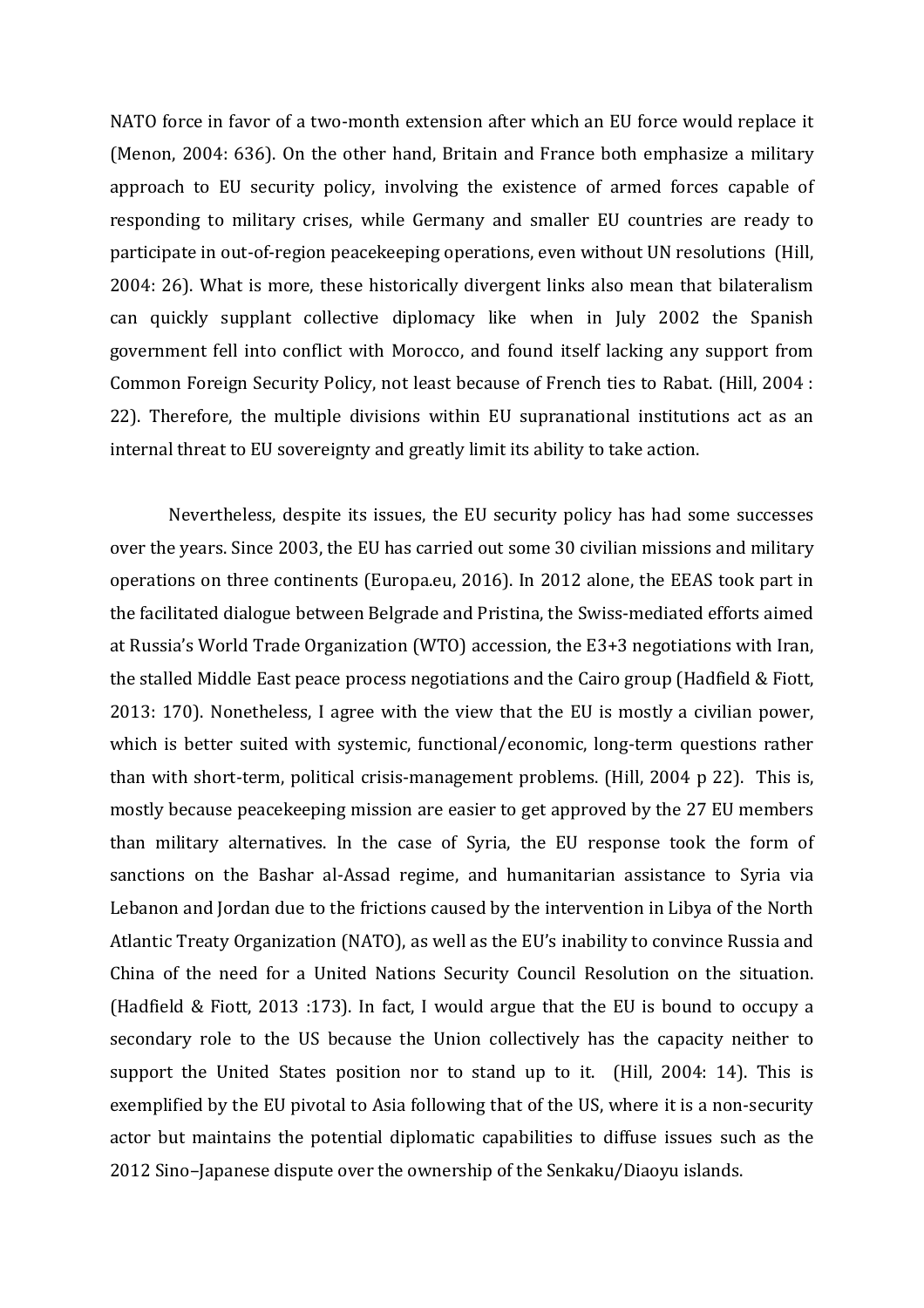NATO force in favor of a two-month extension after which an EU force would replace it (Menon, 2004: 636). On the other hand, Britain and France both emphasize a military approach to EU security policy, involving the existence of armed forces capable of responding to military crises, while Germany and smaller EU countries are ready to participate in out-of-region peacekeeping operations, even without UN resolutions (Hill, 2004: 26). What is more, these historically divergent links also mean that bilateralism can quickly supplant collective diplomacy like when in July 2002 the Spanish government fell into conflict with Morocco, and found itself lacking any support from Common Foreign Security Policy, not least because of French ties to Rabat. (Hill, 2004 : 22). Therefore, the multiple divisions within EU supranational institutions act as an internal threat to EU sovereignty and greatly limit its ability to take action.

Nevertheless, despite its issues, the EU security policy has had some successes over the years. Since 2003, the EU has carried out some 30 civilian missions and military operations on three continents (Europa.eu, 2016). In 2012 alone, the EEAS took part in the facilitated dialogue between Belgrade and Pristina, the Swiss-mediated efforts aimed at Russia's World Trade Organization (WTO) accession, the E3+3 negotiations with Iran, the stalled Middle East peace process negotiations and the Cairo group (Hadfield & Fiott, 2013: 170). Nonetheless, I agree with the view that the EU is mostly a civilian power, which is better suited with systemic, functional/economic, long-term questions rather than with short-term, political crisis-management problems. (Hill, 2004 p 22). This is, mostly because peacekeeping mission are easier to get approved by the 27 EU members than military alternatives. In the case of Syria, the EU response took the form of sanctions on the Bashar al-Assad regime, and humanitarian assistance to Syria via Lebanon and Jordan due to the frictions caused by the intervention in Libya of the North Atlantic Treaty Organization (NATO), as well as the EU's inability to convince Russia and China of the need for a United Nations Security Council Resolution on the situation. (Hadfield & Fiott, 2013 :173). In fact, I would argue that the EU is bound to occupy a secondary role to the US because the Union collectively has the capacity neither to support the United States position nor to stand up to it. (Hill, 2004: 14). This is exemplified by the EU pivotal to Asia following that of the US, where it is a non-security actor but maintains the potential diplomatic capabilities to diffuse issues such as the 2012 Sino–Japanese dispute over the ownership of the Senkaku/Diaoyu islands.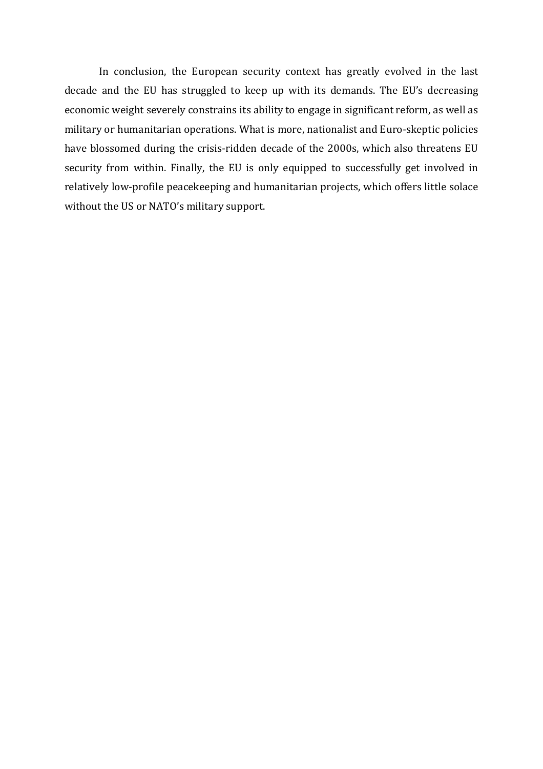In conclusion, the European security context has greatly evolved in the last decade and the EU has struggled to keep up with its demands. The EU's decreasing economic weight severely constrains its ability to engage in significant reform, as well as military or humanitarian operations. What is more, nationalist and Euro-skeptic policies have blossomed during the crisis-ridden decade of the 2000s, which also threatens EU security from within. Finally, the EU is only equipped to successfully get involved in relatively low-profile peacekeeping and humanitarian projects, which offers little solace without the US or NATO's military support.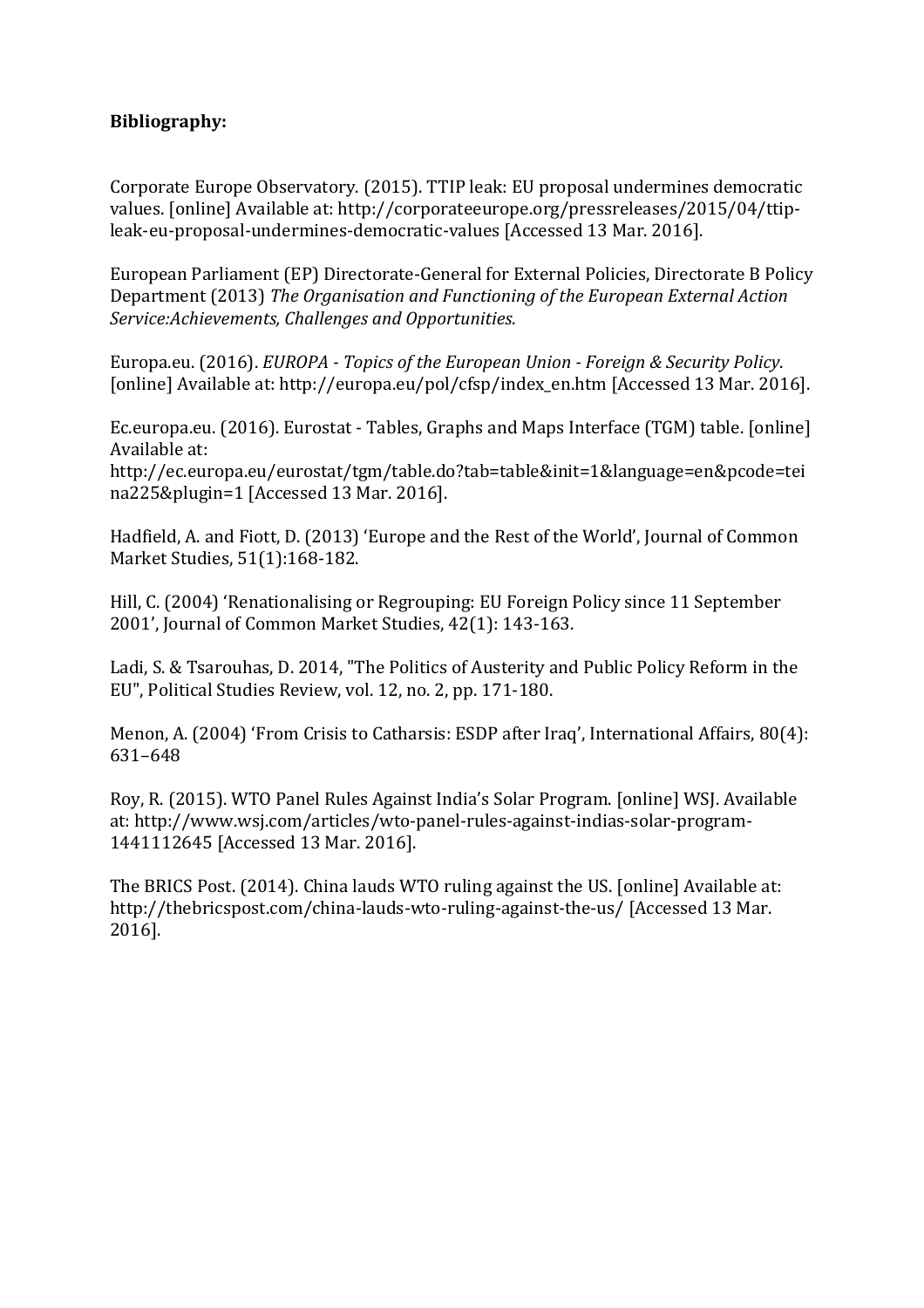**Bibliography:**

Corporate Europe Observatory. (2015). TTIP leak: EU proposal undermines democratic values. [online] Available at: http://corporateeurope.org/pressreleases/2015/04/ttip-leak-eu-proposal-undermines-democratic-values [Accessed 13 Mar. 2016].

European Parliament (EP) Directorate-General for External Policies, Directorate B Policy Department (2013) *The Organisation and Functioning of the European External Action Service:Achievements, Challenges and Opportunities*.

Europa.eu. (2016). *EUROPA - Topics of the European Union - Foreign & Security Policy*. [online] Available at: http://europa.eu/pol/cfsp/index_en.htm [Accessed 13 Mar. 2016].

Ec.europa.eu. (2016). Eurostat - Tables, Graphs and Maps Interface (TGM) table. [online] Available at: http://ec.europa.eu/eurostat/tgm/table.do?tab=table&init=1&language=en&pcode=teina225&plugin=1 [Accessed 13 Mar. 2016].

Hadfield, A. and Fiott, D. (2013) 'Europe and the Rest of the World', Journal of Common Market Studies, 51(1):168-182.

Hill, C. (2004) 'Renationalising or Regrouping: EU Foreign Policy since 11 September 2001', Journal of Common Market Studies, 42(1): 143-163.

Ladi, S. & Tsarouhas, D. 2014, "The Politics of Austerity and Public Policy Reform in the EU", Political Studies Review, vol. 12, no. 2, pp. 171-180.

Menon, A. (2004) 'From Crisis to Catharsis: ESDP after Iraq', International Affairs, 80(4): 631–648

Roy, R. (2015). WTO Panel Rules Against India's Solar Program. [online] WSJ. Available at: http://www.wsj.com/articles/wto-panel-rules-against-indias-solar-program-1441112645 [Accessed 13 Mar. 2016].

The BRICS Post. (2014). China lauds WTO ruling against the US. [online] Available at: http://thebricspost.com/china-lauds-wto-ruling-against-the-us/ [Accessed 13 Mar. 2016].